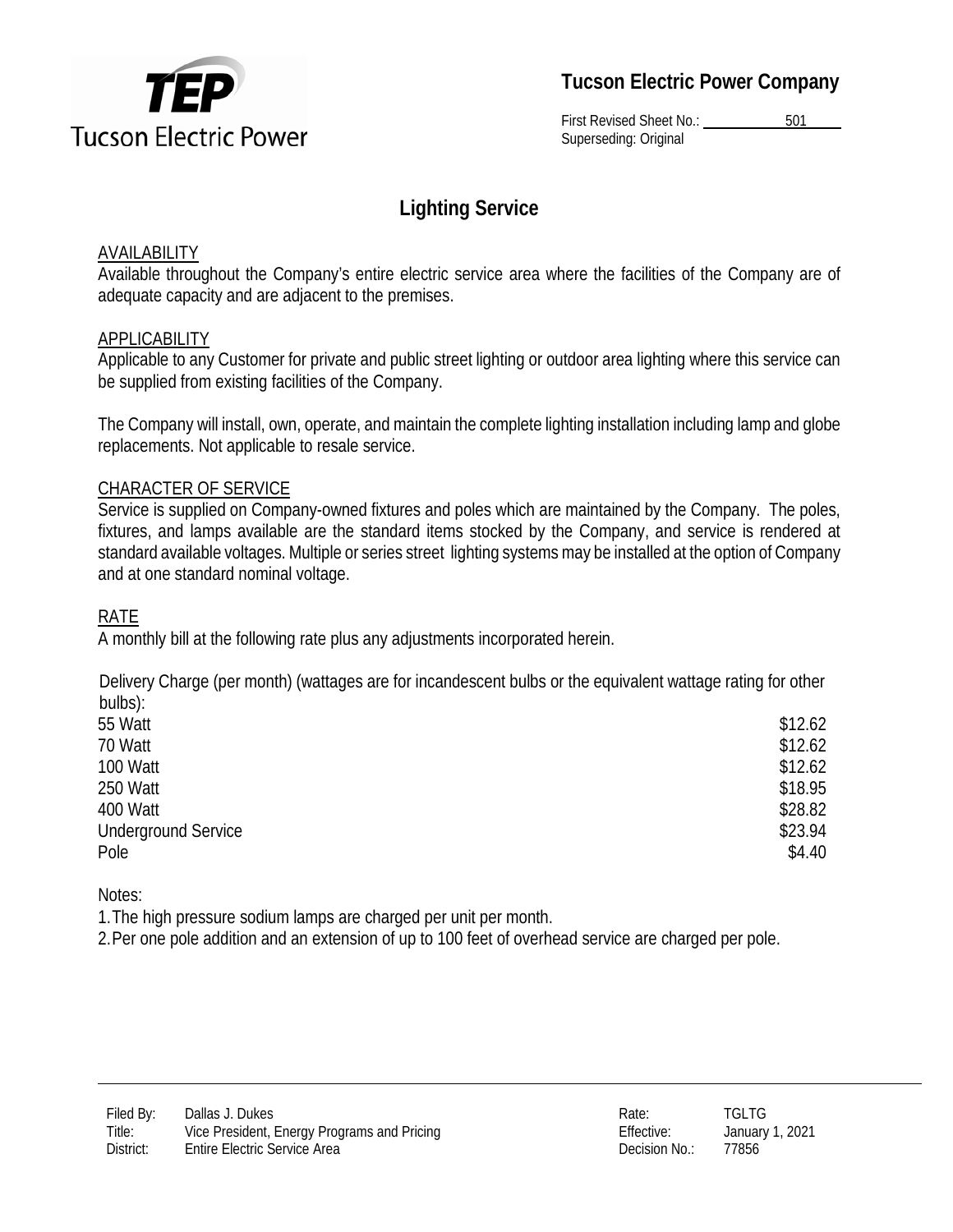**Tucson Electric Power Company**

First Revised Sheet No.: 501
Superseding: Original

# Lighting Service

## AVAILABILITY

Available throughout the Company's entire electric service area where the facilities of the Company are of adequate capacity and are adjacent to the premises.

## APPLICABILITY

Applicable to any Customer for private and public street lighting or outdoor area lighting where this service can be supplied from existing facilities of the Company.

The Company will install, own, operate, and maintain the complete lighting installation including lamp and globe replacements. Not applicable to resale service.

## CHARACTER OF SERVICE

Service is supplied on Company-owned fixtures and poles which are maintained by the Company. The poles, fixtures, and lamps available are the standard items stocked by the Company, and service is rendered at standard available voltages. Multiple or series street lighting systems may be installed at the option of Company and at one standard nominal voltage.

## RATE

A monthly bill at the following rate plus any adjustments incorporated herein.

Delivery Charge (per month) (wattages are for incandescent bulbs or the equivalent wattage rating for other bulbs):

| | |
|---|---:|
| 55 Watt | $12.62 |
| 70 Watt | $12.62 |
| 100 Watt | $12.62 |
| 250 Watt | $18.95 |
| 400 Watt | $28.82 |
| Underground Service | $23.94 |
| Pole | $4.40 |

Notes:

1. The high pressure sodium lamps are charged per unit per month.
2. Per one pole addition and an extension of up to 100 feet of overhead service are charged per pole.

| | | | |
|---|---|---|---|
| Filed By: | Dallas J. Dukes | Rate: | TGLTG |
| Title: | Vice President, Energy Programs and Pricing | Effective: | January 1, 2021 |
| District: | Entire Electric Service Area | Decision No.: | 77856 |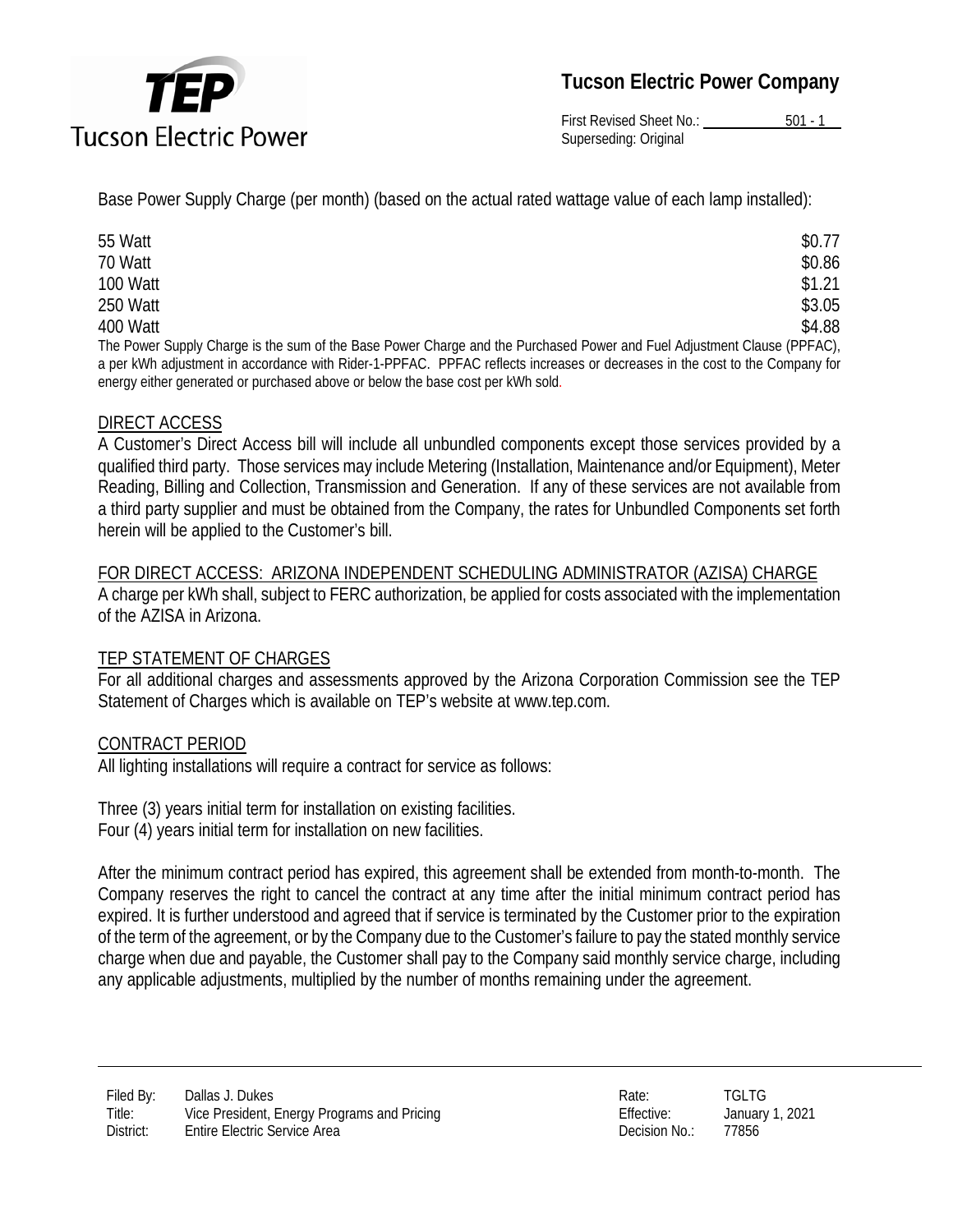Base Power Supply Charge (per month) (based on the actual rated wattage value of each lamp installed):

| | |
|---|---|
| 55 Watt | $0.77 |
| 70 Watt | $0.86 |
| 100 Watt | $1.21 |
| 250 Watt | $3.05 |
| 400 Watt | $4.88 |

The Power Supply Charge is the sum of the Base Power Charge and the Purchased Power and Fuel Adjustment Clause (PPFAC), a per kWh adjustment in accordance with Rider-1-PPFAC. PPFAC reflects increases or decreases in the cost to the Company for energy either generated or purchased above or below the base cost per kWh sold.

## DIRECT ACCESS

A Customer's Direct Access bill will include all unbundled components except those services provided by a qualified third party. Those services may include Metering (Installation, Maintenance and/or Equipment), Meter Reading, Billing and Collection, Transmission and Generation. If any of these services are not available from a third party supplier and must be obtained from the Company, the rates for Unbundled Components set forth herein will be applied to the Customer's bill.

## FOR DIRECT ACCESS: ARIZONA INDEPENDENT SCHEDULING ADMINISTRATOR (AZISA) CHARGE

A charge per kWh shall, subject to FERC authorization, be applied for costs associated with the implementation of the AZISA in Arizona.

## TEP STATEMENT OF CHARGES

For all additional charges and assessments approved by the Arizona Corporation Commission see the TEP Statement of Charges which is available on TEP's website at www.tep.com.

## CONTRACT PERIOD

All lighting installations will require a contract for service as follows:

Three (3) years initial term for installation on existing facilities.
Four (4) years initial term for installation on new facilities.

After the minimum contract period has expired, this agreement shall be extended from month-to-month. The Company reserves the right to cancel the contract at any time after the initial minimum contract period has expired. It is further understood and agreed that if service is terminated by the Customer prior to the expiration of the term of the agreement, or by the Company due to the Customer's failure to pay the stated monthly service charge when due and payable, the Customer shall pay to the Company said monthly service charge, including any applicable adjustments, multiplied by the number of months remaining under the agreement.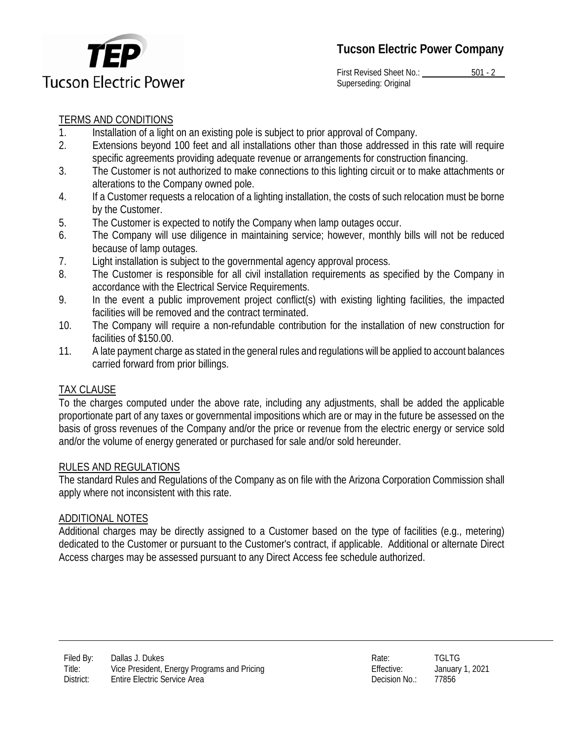## TERMS AND CONDITIONS

1. Installation of a light on an existing pole is subject to prior approval of Company.
2. Extensions beyond 100 feet and all installations other than those addressed in this rate will require specific agreements providing adequate revenue or arrangements for construction financing.
3. The Customer is not authorized to make connections to this lighting circuit or to make attachments or alterations to the Company owned pole.
4. If a Customer requests a relocation of a lighting installation, the costs of such relocation must be borne by the Customer.
5. The Customer is expected to notify the Company when lamp outages occur.
6. The Company will use diligence in maintaining service; however, monthly bills will not be reduced because of lamp outages.
7. Light installation is subject to the governmental agency approval process.
8. The Customer is responsible for all civil installation requirements as specified by the Company in accordance with the Electrical Service Requirements.
9. In the event a public improvement project conflict(s) with existing lighting facilities, the impacted facilities will be removed and the contract terminated.
10. The Company will require a non-refundable contribution for the installation of new construction for facilities of $150.00.
11. A late payment charge as stated in the general rules and regulations will be applied to account balances carried forward from prior billings.

## TAX CLAUSE

To the charges computed under the above rate, including any adjustments, shall be added the applicable proportionate part of any taxes or governmental impositions which are or may in the future be assessed on the basis of gross revenues of the Company and/or the price or revenue from the electric energy or service sold and/or the volume of energy generated or purchased for sale and/or sold hereunder.

## RULES AND REGULATIONS

The standard Rules and Regulations of the Company as on file with the Arizona Corporation Commission shall apply where not inconsistent with this rate.

## ADDITIONAL NOTES

Additional charges may be directly assigned to a Customer based on the type of facilities (e.g., metering) dedicated to the Customer or pursuant to the Customer's contract, if applicable. Additional or alternate Direct Access charges may be assessed pursuant to any Direct Access fee schedule authorized.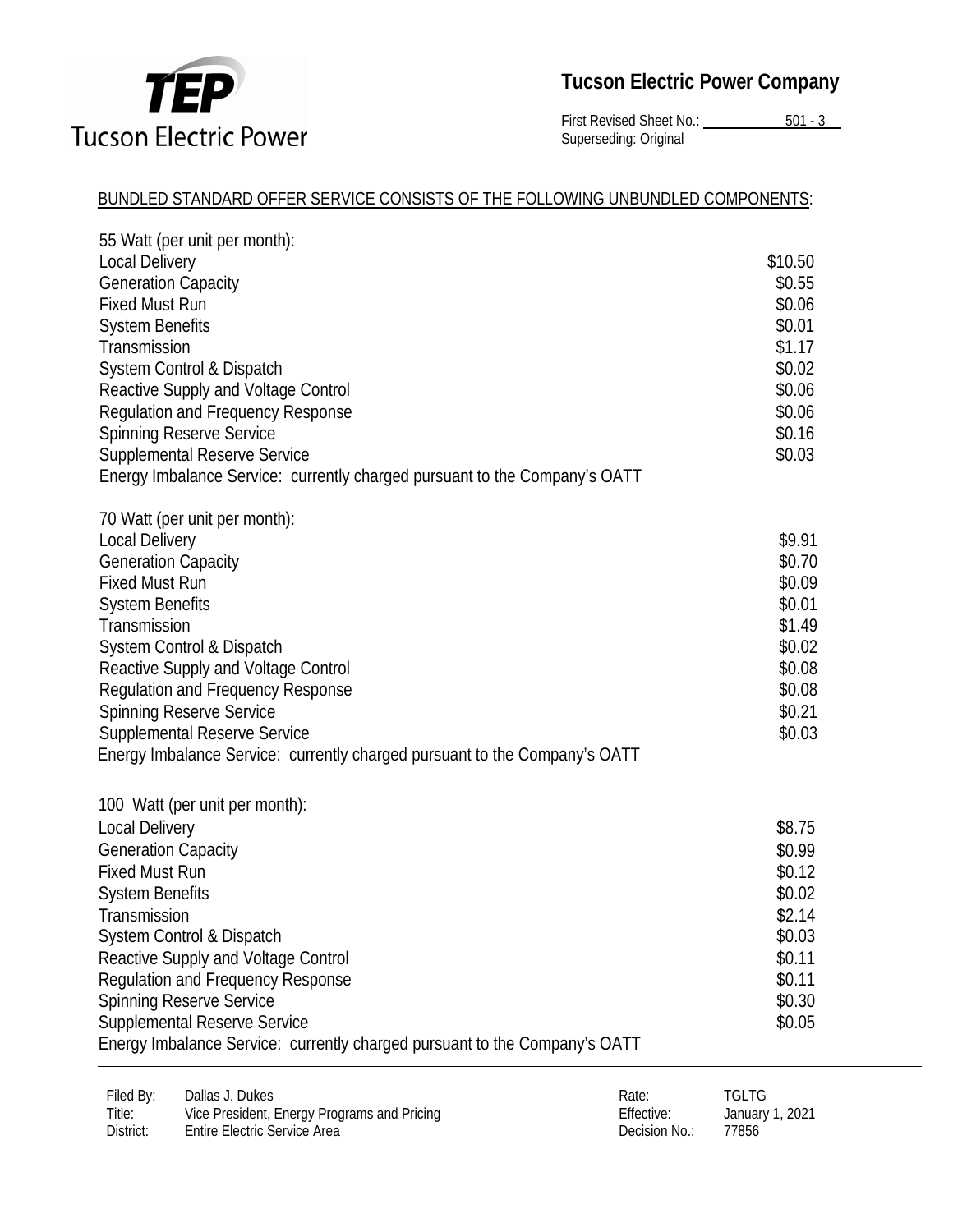**Tucson Electric Power Company**

First Revised Sheet No.: 501 - 3
Superseding: Original

BUNDLED STANDARD OFFER SERVICE CONSISTS OF THE FOLLOWING UNBUNDLED COMPONENTS:

55 Watt (per unit per month):

| | |
|---|---|
| Local Delivery | $10.50 |
| Generation Capacity | $0.55 |
| Fixed Must Run | $0.06 |
| System Benefits | $0.01 |
| Transmission | $1.17 |
| System Control & Dispatch | $0.02 |
| Reactive Supply and Voltage Control | $0.06 |
| Regulation and Frequency Response | $0.06 |
| Spinning Reserve Service | $0.16 |
| Supplemental Reserve Service | $0.03 |

Energy Imbalance Service: currently charged pursuant to the Company's OATT

70 Watt (per unit per month):

| | |
|---|---|
| Local Delivery | $9.91 |
| Generation Capacity | $0.70 |
| Fixed Must Run | $0.09 |
| System Benefits | $0.01 |
| Transmission | $1.49 |
| System Control & Dispatch | $0.02 |
| Reactive Supply and Voltage Control | $0.08 |
| Regulation and Frequency Response | $0.08 |
| Spinning Reserve Service | $0.21 |
| Supplemental Reserve Service | $0.03 |

Energy Imbalance Service: currently charged pursuant to the Company's OATT

100 Watt (per unit per month):

| | |
|---|---|
| Local Delivery | $8.75 |
| Generation Capacity | $0.99 |
| Fixed Must Run | $0.12 |
| System Benefits | $0.02 |
| Transmission | $2.14 |
| System Control & Dispatch | $0.03 |
| Reactive Supply and Voltage Control | $0.11 |
| Regulation and Frequency Response | $0.11 |
| Spinning Reserve Service | $0.30 |
| Supplemental Reserve Service | $0.05 |

Energy Imbalance Service: currently charged pursuant to the Company's OATT

| | | | |
|---|---|---|---|
| Filed By: | Dallas J. Dukes | Rate: | TGLTG |
| Title: | Vice President, Energy Programs and Pricing | Effective: | January 1, 2021 |
| District: | Entire Electric Service Area | Decision No.: | 77856 |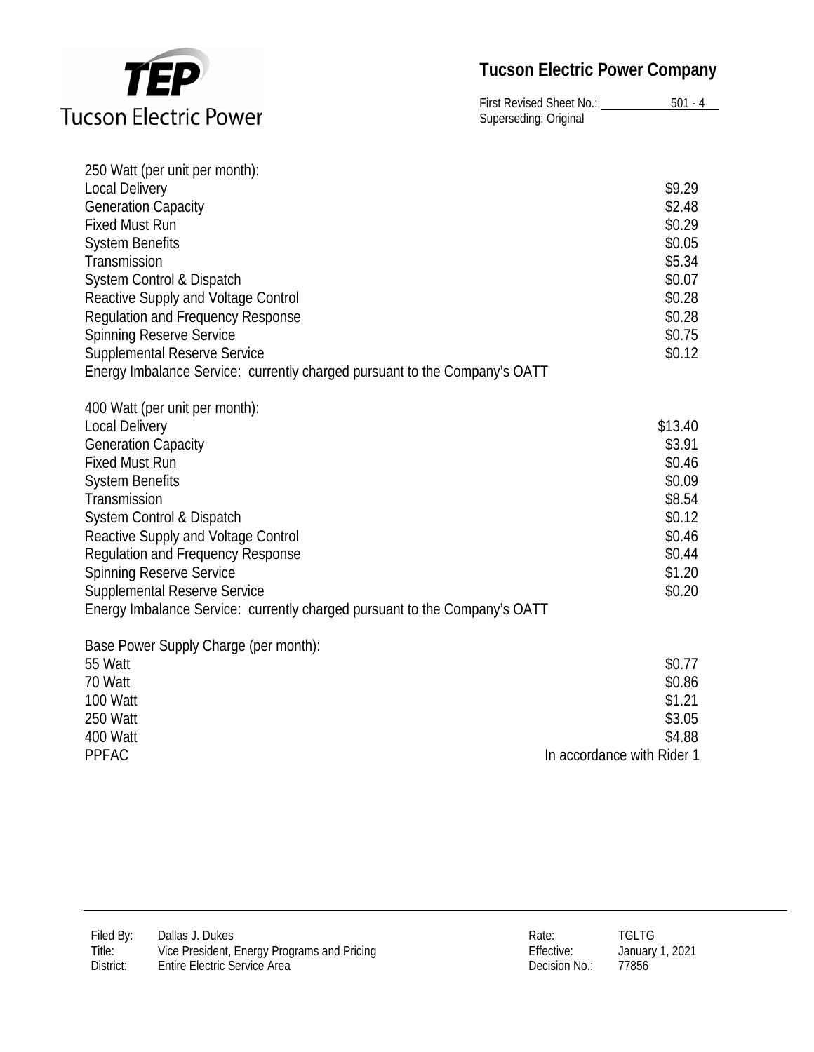250 Watt (per unit per month):

| | |
|---|---|
| Local Delivery | $9.29 |
| Generation Capacity | $2.48 |
| Fixed Must Run | $0.29 |
| System Benefits | $0.05 |
| Transmission | $5.34 |
| System Control & Dispatch | $0.07 |
| Reactive Supply and Voltage Control | $0.28 |
| Regulation and Frequency Response | $0.28 |
| Spinning Reserve Service | $0.75 |
| Supplemental Reserve Service | $0.12 |

Energy Imbalance Service: currently charged pursuant to the Company's OATT

400 Watt (per unit per month):

| | |
|---|---|
| Local Delivery | $13.40 |
| Generation Capacity | $3.91 |
| Fixed Must Run | $0.46 |
| System Benefits | $0.09 |
| Transmission | $8.54 |
| System Control & Dispatch | $0.12 |
| Reactive Supply and Voltage Control | $0.46 |
| Regulation and Frequency Response | $0.44 |
| Spinning Reserve Service | $1.20 |
| Supplemental Reserve Service | $0.20 |

Energy Imbalance Service: currently charged pursuant to the Company's OATT

Base Power Supply Charge (per month):

| | |
|---|---|
| 55 Watt | $0.77 |
| 70 Watt | $0.86 |
| 100 Watt | $1.21 |
| 250 Watt | $3.05 |
| 400 Watt | $4.88 |
| PPFAC | In accordance with Rider 1 |